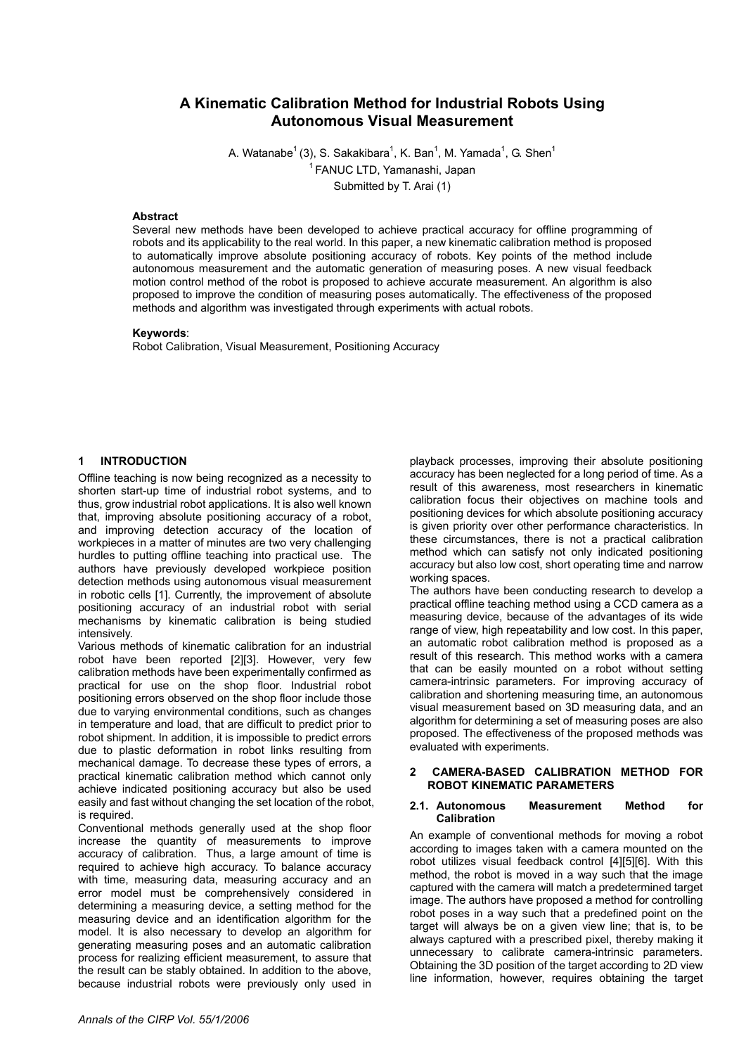# A Kinematic Calibration Method for Industrial Robots Using Autonomous Visual Measurement

A. Watanabe[1] (3), S. Sakakibara[1], K. Ban[1], M. Yamada[1], G. Shen[1]

[1] FANUC LTD, Yamanashi, Japan

Submitted by T. Arai (1)

**Abstract**

Several new methods have been developed to achieve practical accuracy for offline programming of robots and its applicability to the real world. In this paper, a new kinematic calibration method is proposed to automatically improve absolute positioning accuracy of robots. Key points of the method include autonomous measurement and the automatic generation of measuring poses. A new visual feedback motion control method of the robot is proposed to achieve accurate measurement. An algorithm is also proposed to improve the condition of measuring poses automatically. The effectiveness of the proposed methods and algorithm was investigated through experiments with actual robots.

**Keywords**:

Robot Calibration, Visual Measurement, Positioning Accuracy

## 1 INTRODUCTION

Offline teaching is now being recognized as a necessity to shorten start-up time of industrial robot systems, and to thus, grow industrial robot applications. It is also well known that, improving absolute positioning accuracy of a robot, and improving detection accuracy of the location of workpieces in a matter of minutes are two very challenging hurdles to putting offline teaching into practical use. The authors have previously developed workpiece position detection methods using autonomous visual measurement in robotic cells [1]. Currently, the improvement of absolute positioning accuracy of an industrial robot with serial mechanisms by kinematic calibration is being studied intensively.

Various methods of kinematic calibration for an industrial robot have been reported [2][3]. However, very few calibration methods have been experimentally confirmed as practical for use on the shop floor. Industrial robot positioning errors observed on the shop floor include those due to varying environmental conditions, such as changes in temperature and load, that are difficult to predict prior to robot shipment. In addition, it is impossible to predict errors due to plastic deformation in robot links resulting from mechanical damage. To decrease these types of errors, a practical kinematic calibration method which cannot only achieve indicated positioning accuracy but also be used easily and fast without changing the set location of the robot, is required.

Conventional methods generally used at the shop floor increase the quantity of measurements to improve accuracy of calibration. Thus, a large amount of time is required to achieve high accuracy. To balance accuracy with time, measuring data, measuring accuracy and an error model must be comprehensively considered in determining a measuring device, a setting method for the measuring device and an identification algorithm for the model. It is also necessary to develop an algorithm for generating measuring poses and an automatic calibration process for realizing efficient measurement, to assure that the result can be stably obtained. In addition to the above, because industrial robots were previously only used in playback processes, improving their absolute positioning accuracy has been neglected for a long period of time. As a result of this awareness, most researchers in kinematic calibration focus their objectives on machine tools and positioning devices for which absolute positioning accuracy is given priority over other performance characteristics. In these circumstances, there is not a practical calibration method which can satisfy not only indicated positioning accuracy but also low cost, short operating time and narrow working spaces.

The authors have been conducting research to develop a practical offline teaching method using a CCD camera as a measuring device, because of the advantages of its wide range of view, high repeatability and low cost. In this paper, an automatic robot calibration method is proposed as a result of this research. This method works with a camera that can be easily mounted on a robot without setting camera-intrinsic parameters. For improving accuracy of calibration and shortening measuring time, an autonomous visual measurement based on 3D measuring data, and an algorithm for determining a set of measuring poses are also proposed. The effectiveness of the proposed methods was evaluated with experiments.

## 2 CAMERA-BASED CALIBRATION METHOD FOR ROBOT KINEMATIC PARAMETERS

### 2.1. Autonomous Measurement Method for Calibration

An example of conventional methods for moving a robot according to images taken with a camera mounted on the robot utilizes visual feedback control [4][5][6]. With this method, the robot is moved in a way such that the image captured with the camera will match a predetermined target image. The authors have proposed a method for controlling robot poses in a way such that a predefined point on the target will always be on a given view line; that is, to be always captured with a prescribed pixel, thereby making it unnecessary to calibrate camera-intrinsic parameters. Obtaining the 3D position of the target according to 2D view line information, however, requires obtaining the target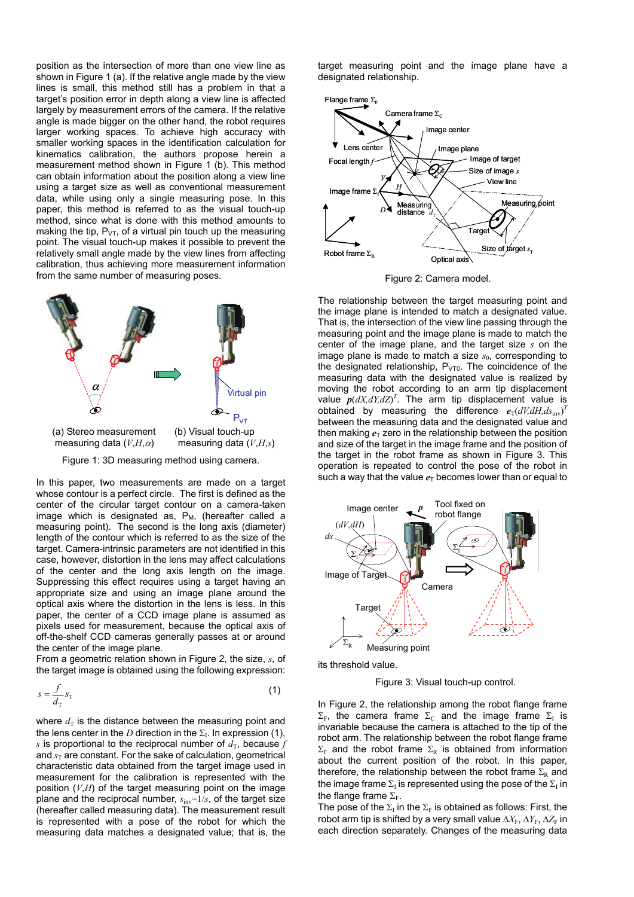position as the intersection of more than one view line as shown in Figure 1 (a). If the relative angle made by the view lines is small, this method still has a problem in that a target's position error in depth along a view line is affected largely by measurement errors of the camera. If the relative angle is made bigger on the other hand, the robot requires larger working spaces. To achieve high accuracy with smaller working spaces in the identification calculation for kinematics calibration, the authors propose herein a measurement method shown in Figure 1 (b). This method can obtain information about the position along a view line using a target size as well as conventional measurement data, while using only a single measuring pose. In this paper, this method is referred to as the visual touch-up method, since what is done with this method amounts to making the tip, $P_{VT}$, of a virtual pin touch up the measuring point. The visual touch-up makes it possible to prevent the relatively small angle made by the view lines from affecting calibration, thus achieving more measurement information from the same number of measuring poses.

(a) Stereo measurement measuring data $(V,H,\alpha)$ (b) Visual touch-up measuring data $(V,H,s)$

Figure 1: 3D measuring method using camera.

In this paper, two measurements are made on a target whose contour is a perfect circle. The first is defined as the center of the circular target contour on a camera-taken image which is designated as, $P_M$, (hereafter called a measuring point). The second is the long axis (diameter) length of the contour which is referred to as the size of the target. Camera-intrinsic parameters are not identified in this case, however, distortion in the lens may affect calculations of the center and the long axis length on the image. Suppressing this effect requires using a target having an appropriate size and using an image plane around the optical axis where the distortion in the lens is less. In this paper, the center of a CCD image plane is assumed as pixels used for measurement, because the optical axis of off-the-shelf CCD cameras generally passes at or around the center of the image plane.

From a geometric relation shown in Figure 2, the size, $s$, of the target image is obtained using the following expression:

$$s = \frac{f}{d_T} s_T \tag{1}$$

where $d_T$ is the distance between the measuring point and the lens center in the $D$ direction in the $\Sigma_I$. In expression (1), $s$ is proportional to the reciprocal number of $d_T$, because $f$ and $s_T$ are constant. For the sake of calculation, geometrical characteristic data obtained from the target image used in measurement for the calibration is represented with the position $(V,H)$ of the target measuring point on the image plane and the reciprocal number, $s_{inv}$=1/$s$, of the target size (hereafter called measuring data). The measurement result is represented with a pose of the robot for which the measuring data matches a designated value; that is, the target measuring point and the image plane have a designated relationship.

Figure 2: Camera model.

The relationship between the target measuring point and the image plane is intended to match a designated value. That is, the intersection of the view line passing through the measuring point and the image plane is made to match the center of the image plane, and the target size $s$ on the image plane is made to match a size $s_0$, corresponding to the designated relationship, $P_{VT0}$. The coincidence of the measuring data with the designated value is realized by moving the robot according to an arm tip displacement value $\boldsymbol{p}(dX,dY,dZ)^T$. The arm tip displacement value is obtained by measuring the difference $\boldsymbol{e}_T(dV,dH,ds_{inv})^T$ between the measuring data and the designated value and then making $\boldsymbol{e}_T$ zero in the relationship between the position and size of the target in the image frame and the position of the target in the robot frame as shown in Figure 3. This operation is repeated to control the pose of the robot in such a way that the value $\boldsymbol{e}_T$ becomes lower than or equal to its threshold value.

Figure 3: Visual touch-up control.

In Figure 2, the relationship among the robot flange frame $\Sigma_F$, the camera frame $\Sigma_C$ and the image frame $\Sigma_I$ is invariable because the camera is attached to the tip of the robot arm. The relationship between the robot flange frame $\Sigma_F$ and the robot frame $\Sigma_R$ is obtained from information about the current position of the robot. In this paper, therefore, the relationship between the robot frame $\Sigma_R$ and the image frame $\Sigma_I$ is represented using the pose of the $\Sigma_I$ in the flange frame $\Sigma_F$.

The pose of the $\Sigma_I$ in the $\Sigma_F$ is obtained as follows: First, the robot arm tip is shifted by a very small value $\Delta X_F$, $\Delta Y_F$, $\Delta Z_F$ in each direction separately. Changes of the measuring data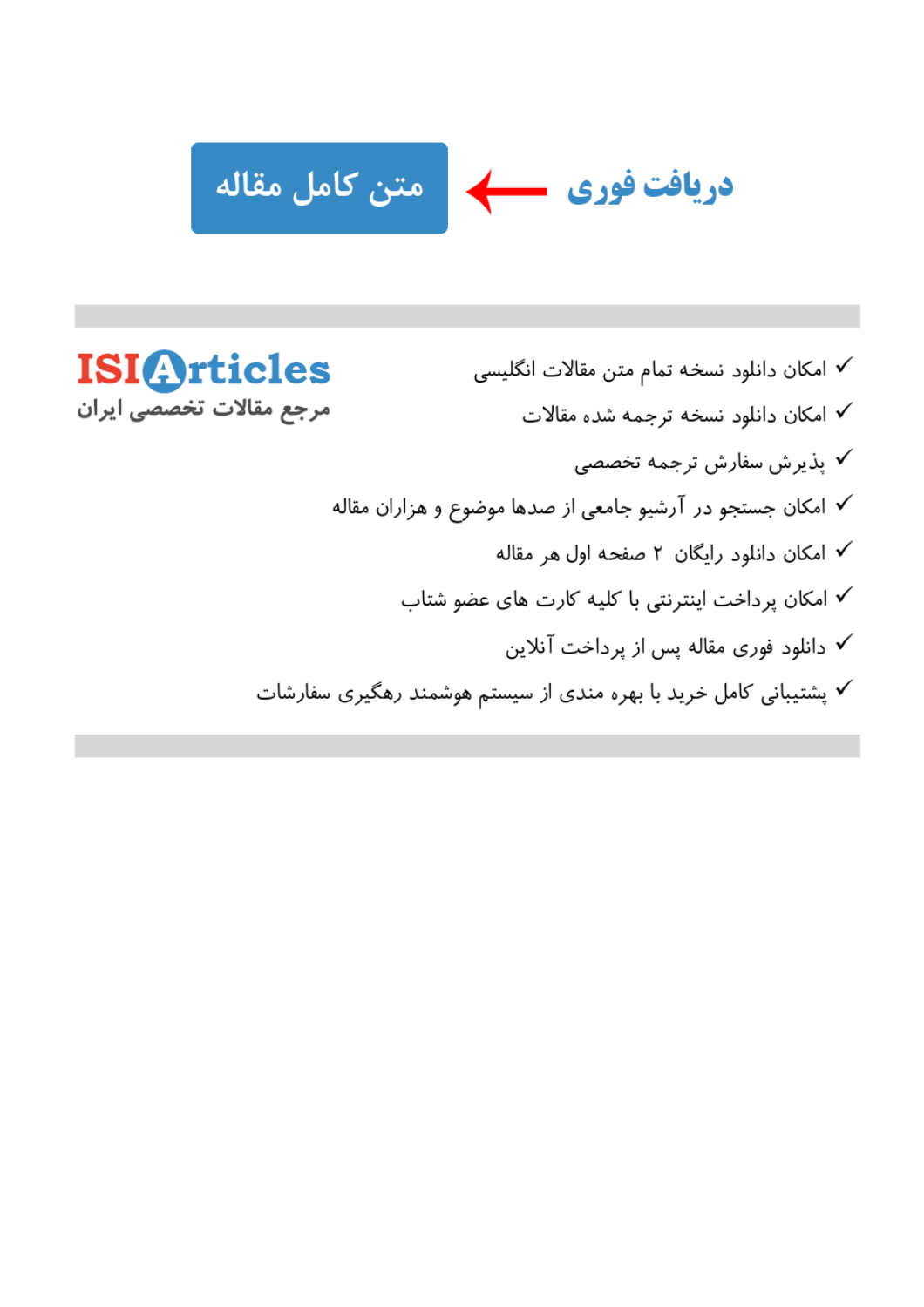دریافت فوری ← متن کامل مقاله

**ISIArticles**
مرجع مقالات تخصصی ایران

- ✓ امکان دانلود نسخه تمام متن مقالات انگلیسی
- ✓ امکان دانلود نسخه ترجمه شده مقالات
- ✓ پذیرش سفارش ترجمه تخصصی
- ✓ امکان جستجو در آرشیو جامعی از صدها موضوع و هزاران مقاله
- ✓ امکان دانلود رایگان ۲ صفحه اول هر مقاله
- ✓ امکان پرداخت اینترنتی با کلیه کارت های عضو شتاب
- ✓ دانلود فوری مقاله پس از پرداخت آنلاین
- ✓ پشتیبانی کامل خرید با بهره مندی از سیستم هوشمند رهگیری سفارشات